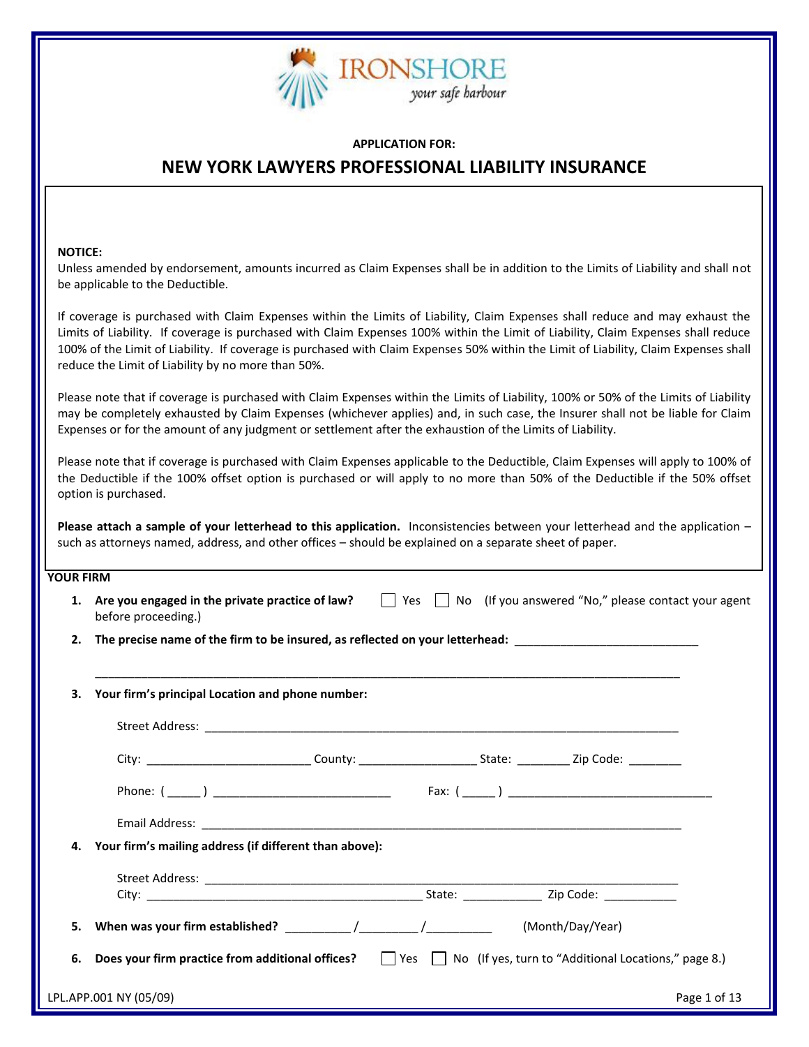IRONSHORE
*your safe harbour*

**APPLICATION FOR:**

## NEW YORK LAWYERS PROFESSIONAL LIABILITY INSURANCE

**NOTICE:**
Unless amended by endorsement, amounts incurred as Claim Expenses shall be in addition to the Limits of Liability and shall not be applicable to the Deductible.

If coverage is purchased with Claim Expenses within the Limits of Liability, Claim Expenses shall reduce and may exhaust the Limits of Liability. If coverage is purchased with Claim Expenses 100% within the Limit of Liability, Claim Expenses shall reduce 100% of the Limit of Liability. If coverage is purchased with Claim Expenses 50% within the Limit of Liability, Claim Expenses shall reduce the Limit of Liability by no more than 50%.

Please note that if coverage is purchased with Claim Expenses within the Limits of Liability, 100% or 50% of the Limits of Liability may be completely exhausted by Claim Expenses (whichever applies) and, in such case, the Insurer shall not be liable for Claim Expenses or for the amount of any judgment or settlement after the exhaustion of the Limits of Liability.

Please note that if coverage is purchased with Claim Expenses applicable to the Deductible, Claim Expenses will apply to 100% of the Deductible if the 100% offset option is purchased or will apply to no more than 50% of the Deductible if the 50% offset option is purchased.

**Please attach a sample of your letterhead to this application.** Inconsistencies between your letterhead and the application – such as attorneys named, address, and other offices – should be explained on a separate sheet of paper.

**YOUR FIRM**

1. **Are you engaged in the private practice of law?** ☐ Yes ☐ No (If you answered "No," please contact your agent before proceeding.)

2. **The precise name of the firm to be insured, as reflected on your letterhead:** ____________________________

   ______________________________________________________________________________________

3. **Your firm's principal Location and phone number:**

   Street Address: ______________________________________________________________________

   City: _________________________ County: __________________ State: ________ Zip Code: ________

   Phone: ( _____ ) ___________________________ Fax: ( _____ ) _______________________________

   Email Address: _______________________________________________________________________

4. **Your firm's mailing address (if different than above):**

   Street Address: ______________________________________________________________________
   City: __________________________________________ State: ____________ Zip Code: ___________

5. **When was your firm established?** __________ /_________ /__________ (Month/Day/Year)

6. **Does your firm practice from additional offices?** ☐ Yes ☐ No (If yes, turn to "Additional Locations," page 8.)

LPL.APP.001 NY (05/09)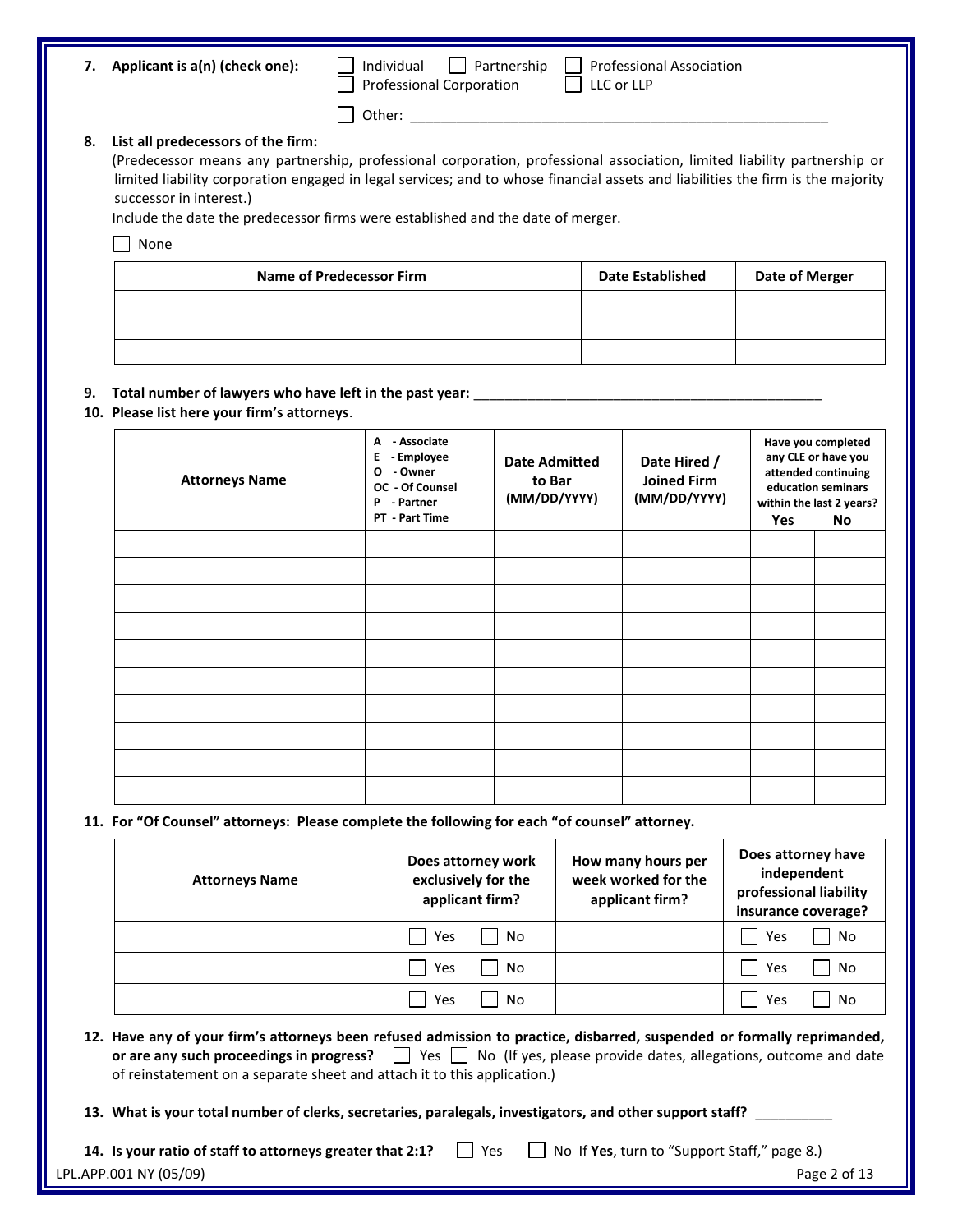**7. Applicant is a(n) (check one):** ☐ Individual ☐ Partnership ☐ Professional Association ☐ Professional Corporation ☐ LLC or LLP

☐ Other: ______________________________

**8. List all predecessors of the firm:**

(Predecessor means any partnership, professional corporation, professional association, limited liability partnership or limited liability corporation engaged in legal services; and to whose financial assets and liabilities the firm is the majority successor in interest.)

Include the date the predecessor firms were established and the date of merger.

☐ None

| Name of Predecessor Firm | Date Established | Date of Merger |
|---|---|---|
| | | |
| | | |
| | | |

**9. Total number of lawyers who have left in the past year:** ______________________________

**10. Please list here your firm's attorneys**.

| Attorneys Name | A - Associate<br>E - Employee<br>O - Owner<br>OC - Of Counsel<br>P - Partner<br>PT - Part Time | Date Admitted to Bar (MM/DD/YYYY) | Date Hired / Joined Firm (MM/DD/YYYY) | Have you completed any CLE or have you attended continuing education seminars within the last 2 years? Yes | No |
|---|---|---|---|---|---|
| | | | | | |
| | | | | | |
| | | | | | |
| | | | | | |
| | | | | | |
| | | | | | |
| | | | | | |
| | | | | | |
| | | | | | |
| | | | | | |

**11. For "Of Counsel" attorneys: Please complete the following for each "of counsel" attorney.**

| Attorneys Name | Does attorney work exclusively for the applicant firm? | How many hours per week worked for the applicant firm? | Does attorney have independent professional liability insurance coverage? |
|---|---|---|---|
| | ☐ Yes ☐ No | | ☐ Yes ☐ No |
| | ☐ Yes ☐ No | | ☐ Yes ☐ No |
| | ☐ Yes ☐ No | | ☐ Yes ☐ No |

**12. Have any of your firm's attorneys been refused admission to practice, disbarred, suspended or formally reprimanded, or are any such proceedings in progress?** ☐ Yes ☐ No (If yes, please provide dates, allegations, outcome and date of reinstatement on a separate sheet and attach it to this application.)

**13. What is your total number of clerks, secretaries, paralegals, investigators, and other support staff?** __________

**14. Is your ratio of staff to attorneys greater that 2:1?** ☐ Yes ☐ No If **Yes**, turn to "Support Staff," page 8.)

LPL.APP.001 NY (05/09)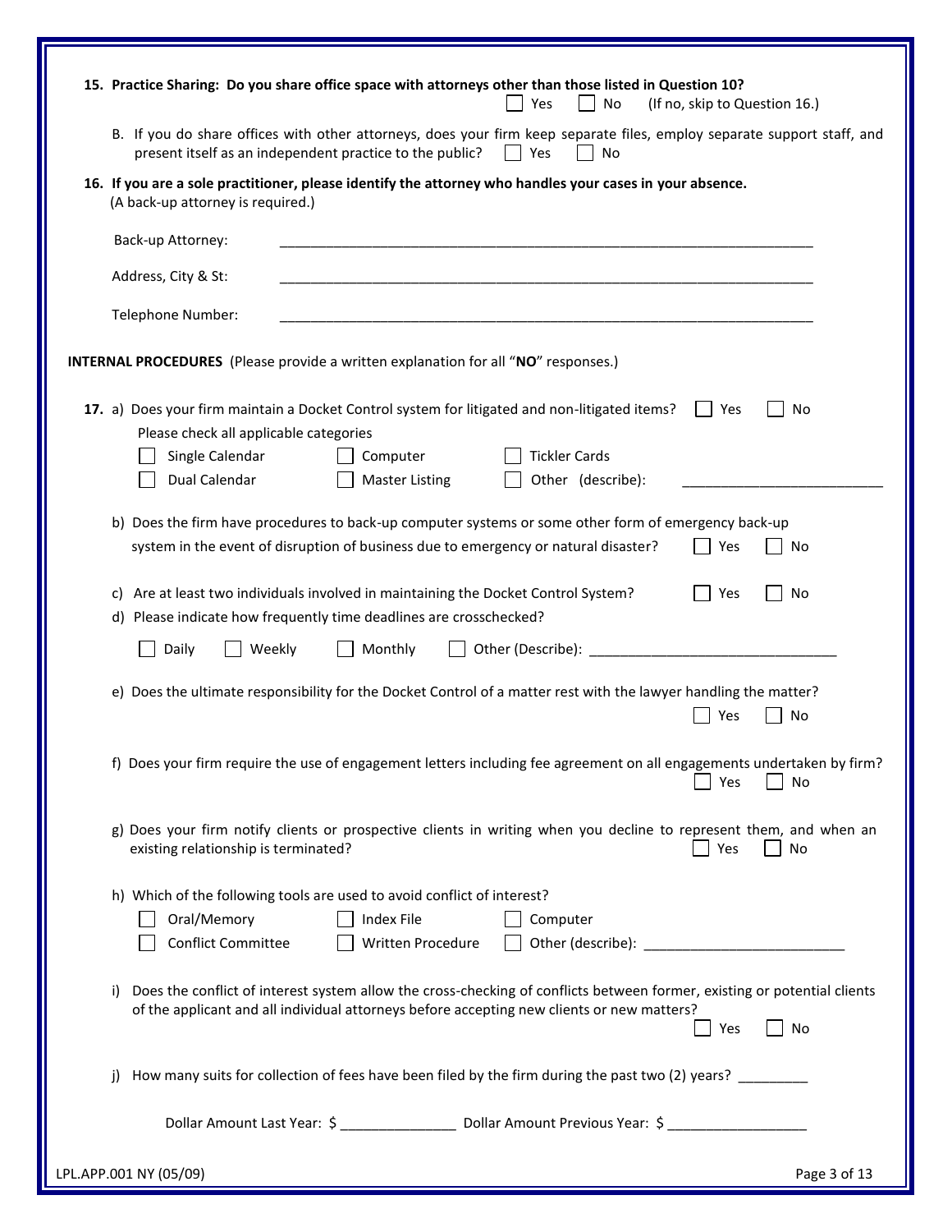**15. Practice Sharing: Do you share office space with attorneys other than those listed in Question 10?**
☐ Yes ☐ No (If no, skip to Question 16.)

B. If you do share offices with other attorneys, does your firm keep separate files, employ separate support staff, and present itself as an independent practice to the public? ☐ Yes ☐ No

**16. If you are a sole practitioner, please identify the attorney who handles your cases in your absence.**
(A back-up attorney is required.)

Back-up Attorney: ______________________________________________________________________

Address, City & St: ______________________________________________________________________

Telephone Number: ______________________________________________________________________

**INTERNAL PROCEDURES** (Please provide a written explanation for all "**NO**" responses.)

**17.** a) Does your firm maintain a Docket Control system for litigated and non-litigated items? ☐ Yes ☐ No
Please check all applicable categories
☐ Single Calendar ☐ Computer ☐ Tickler Cards
☐ Dual Calendar ☐ Master Listing ☐ Other (describe): __________________________

b) Does the firm have procedures to back-up computer systems or some other form of emergency back-up system in the event of disruption of business due to emergency or natural disaster? ☐ Yes ☐ No

c) Are at least two individuals involved in maintaining the Docket Control System? ☐ Yes ☐ No

d) Please indicate how frequently time deadlines are crosschecked?
☐ Daily ☐ Weekly ☐ Monthly ☐ Other (Describe): ________________________________

e) Does the ultimate responsibility for the Docket Control of a matter rest with the lawyer handling the matter? ☐ Yes ☐ No

f) Does your firm require the use of engagement letters including fee agreement on all engagements undertaken by firm? ☐ Yes ☐ No

g) Does your firm notify clients or prospective clients in writing when you decline to represent them, and when an existing relationship is terminated? ☐ Yes ☐ No

h) Which of the following tools are used to avoid conflict of interest?
☐ Oral/Memory ☐ Index File ☐ Computer
☐ Conflict Committee ☐ Written Procedure ☐ Other (describe): _________________________

i) Does the conflict of interest system allow the cross-checking of conflicts between former, existing or potential clients of the applicant and all individual attorneys before accepting new clients or new matters? ☐ Yes ☐ No

j) How many suits for collection of fees have been filed by the firm during the past two (2) years? _________

Dollar Amount Last Year: $ _______________ Dollar Amount Previous Year: $ __________________

LPL.APP.001 NY (05/09)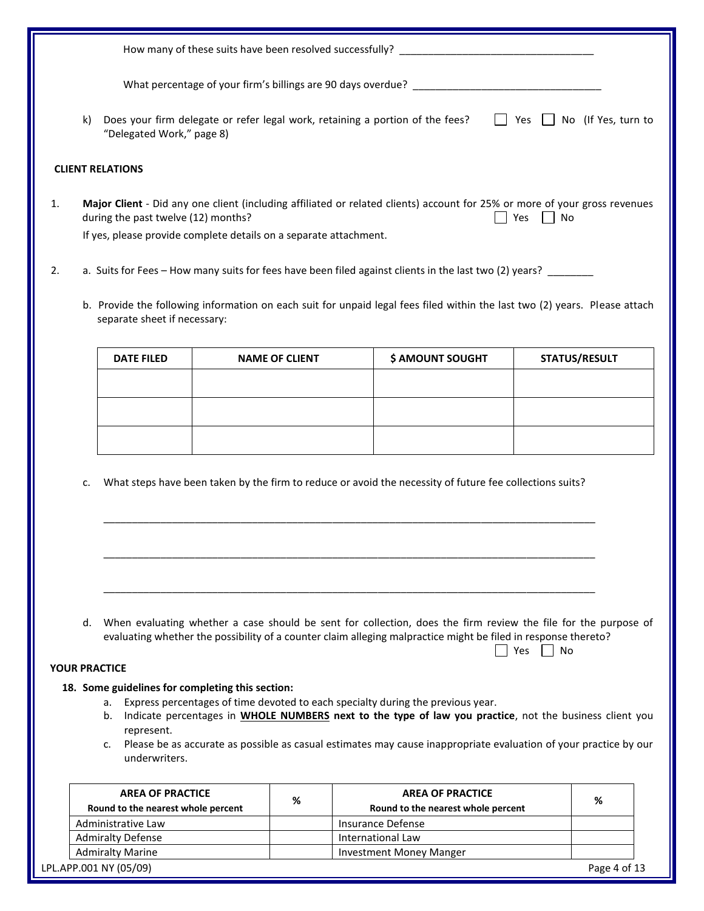How many of these suits have been resolved successfully? ________________________________

What percentage of your firm's billings are 90 days overdue? ________________________________

k) Does your firm delegate or refer legal work, retaining a portion of the fees? ☐ Yes ☐ No (If Yes, turn to "Delegated Work," page 8)

**CLIENT RELATIONS**

1. **Major Client** - Did any one client (including affiliated or related clients) account for 25% or more of your gross revenues during the past twelve (12) months? ☐ Yes ☐ No

   If yes, please provide complete details on a separate attachment.

2. a. Suits for Fees – How many suits for fees have been filed against clients in the last two (2) years? ________

   b. Provide the following information on each suit for unpaid legal fees filed within the last two (2) years. Please attach separate sheet if necessary:

| DATE FILED | NAME OF CLIENT | $ AMOUNT SOUGHT | STATUS/RESULT |
|---|---|---|---|
| | | | |
| | | | |
| | | | |

   c. What steps have been taken by the firm to reduce or avoid the necessity of future fee collections suits?

   ________________________________________________________________________________

   ________________________________________________________________________________

   ________________________________________________________________________________

   d. When evaluating whether a case should be sent for collection, does the firm review the file for the purpose of evaluating whether the possibility of a counter claim alleging malpractice might be filed in response thereto? ☐ Yes ☐ No

**YOUR PRACTICE**

**18. Some guidelines for completing this section:**

a. Express percentages of time devoted to each specialty during the previous year.

b. Indicate percentages in **WHOLE NUMBERS next to the type of law you practice**, not the business client you represent.

c. Please be as accurate as possible as casual estimates may cause inappropriate evaluation of your practice by our underwriters.

| AREA OF PRACTICE<br>Round to the nearest whole percent | % | AREA OF PRACTICE<br>Round to the nearest whole percent | % |
|---|---|---|---|
| Administrative Law | | Insurance Defense | |
| Admiralty Defense | | International Law | |
| Admiralty Marine | | Investment Money Manger | |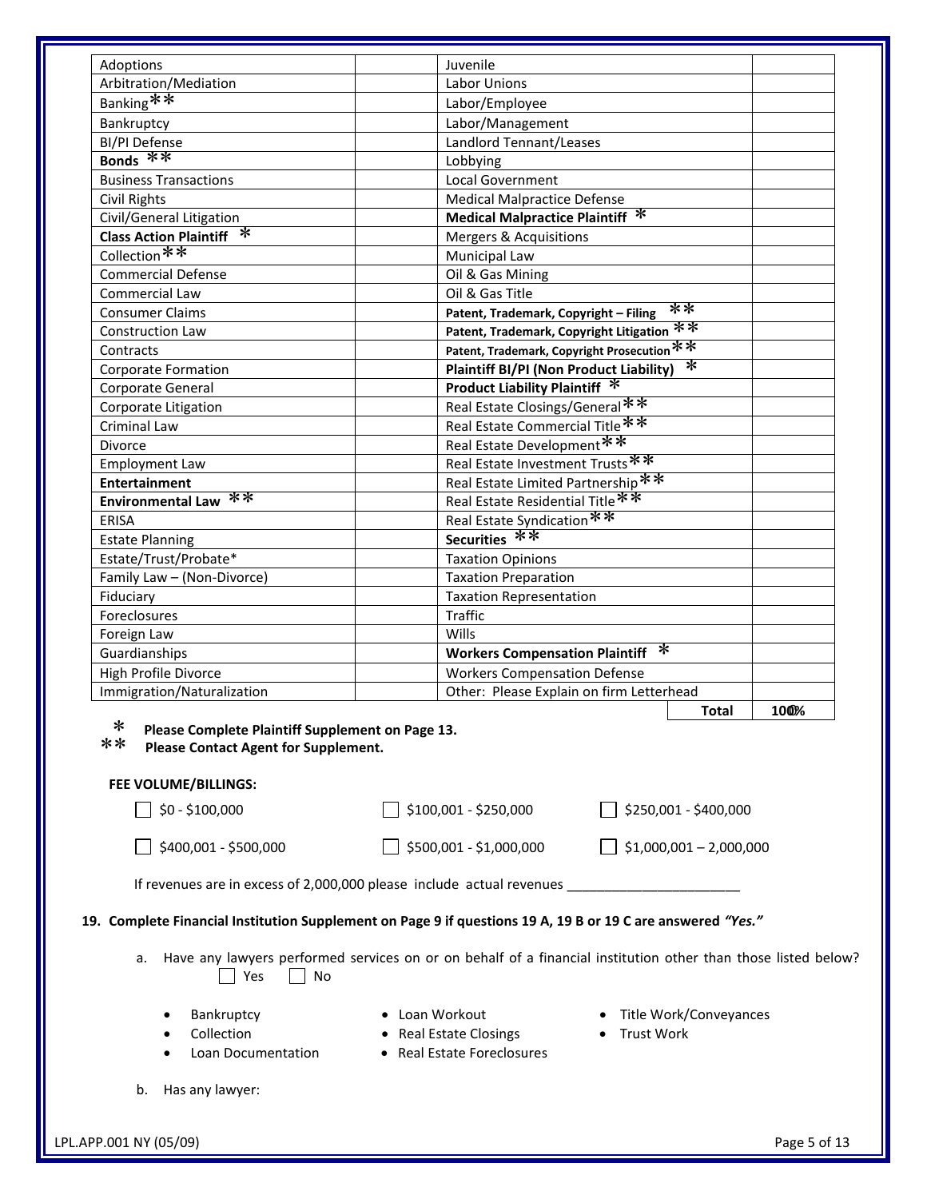| | | | |
|---|---|---|---|
| Adoptions | | Juvenile | |
| Arbitration/Mediation | | Labor Unions | |
| Banking ** | | Labor/Employee | |
| Bankruptcy | | Labor/Management | |
| BI/PI Defense | | Landlord Tenant/Leases | |
| **Bonds** ** | | Lobbying | |
| Business Transactions | | Local Government | |
| Civil Rights | | Medical Malpractice Defense | |
| Civil/General Litigation | | **Medical Malpractice Plaintiff** * | |
| **Class Action Plaintiff** * | | Mergers & Acquisitions | |
| Collection ** | | Municipal Law | |
| Commercial Defense | | Oil & Gas Mining | |
| Commercial Law | | Oil & Gas Title | |
| Consumer Claims | | **Patent, Trademark, Copyright – Filing** ** | |
| Construction Law | | **Patent, Trademark, Copyright Litigation** ** | |
| Contracts | | **Patent, Trademark, Copyright Prosecution** ** | |
| Corporate Formation | | **Plaintiff BI/PI (Non Product Liability)** * | |
| Corporate General | | **Product Liability Plaintiff** * | |
| Corporate Litigation | | Real Estate Closings/General ** | |
| Criminal Law | | Real Estate Commercial Title ** | |
| Divorce | | Real Estate Development ** | |
| Employment Law | | Real Estate Investment Trusts ** | |
| **Entertainment** | | Real Estate Limited Partnership ** | |
| **Environmental Law** ** | | Real Estate Residential Title ** | |
| ERISA | | Real Estate Syndication ** | |
| Estate Planning | | **Securities** ** | |
| Estate/Trust/Probate* | | Taxation Opinions | |
| Family Law – (Non-Divorce) | | Taxation Preparation | |
| Fiduciary | | Taxation Representation | |
| Foreclosures | | Traffic | |
| Foreign Law | | Wills | |
| Guardianships | | **Workers Compensation Plaintiff** * | |
| High Profile Divorce | | Workers Compensation Defense | |
| Immigration/Naturalization | | Other: Please Explain on firm Letterhead | |
| | | **Total** | **100%** |

\* **Please Complete Plaintiff Supplement on Page 13.**
\*\* **Please Contact Agent for Supplement.**

**FEE VOLUME/BILLINGS:**

☐ $0 - $100,000 ☐ $100,001 - $250,000 ☐ $250,001 - $400,000

☐ $400,001 - $500,000 ☐ $500,001 - $1,000,000 ☐ $1,000,001 – 2,000,000

If revenues are in excess of 2,000,000 please include actual revenues _______________________

**19. Complete Financial Institution Supplement on Page 9 if questions 19 A, 19 B or 19 C are answered *"Yes."***

a. Have any lawyers performed services on or on behalf of a financial institution other than those listed below? ☐ Yes ☐ No

- Bankruptcy
- Collection
- Loan Documentation
- Loan Workout
- Real Estate Closings
- Real Estate Foreclosures
- Title Work/Conveyances
- Trust Work

b. Has any lawyer:

LPL.APP.001 NY (05/09)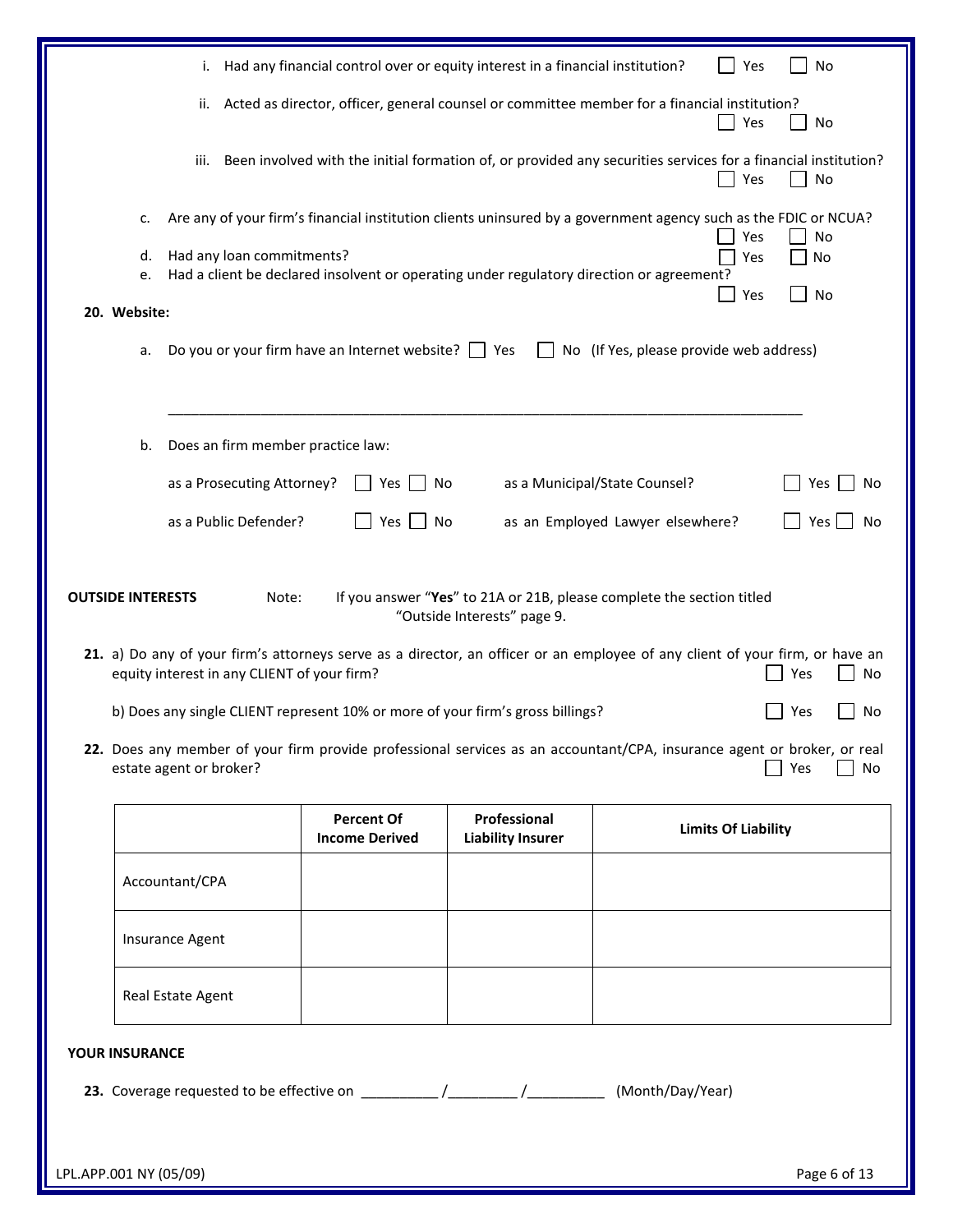i. Had any financial control over or equity interest in a financial institution? ☐ Yes ☐ No

ii. Acted as director, officer, general counsel or committee member for a financial institution? ☐ Yes ☐ No

iii. Been involved with the initial formation of, or provided any securities services for a financial institution? ☐ Yes ☐ No

c. Are any of your firm's financial institution clients uninsured by a government agency such as the FDIC or NCUA? ☐ Yes ☐ No

d. Had any loan commitments? ☐ Yes ☐ No

e. Had a client be declared insolvent or operating under regulatory direction or agreement? ☐ Yes ☐ No

**20. Website:**

a. Do you or your firm have an Internet website? ☐ Yes ☐ No (If Yes, please provide web address)

\_\_\_\_\_\_\_\_\_\_\_\_\_\_\_\_\_\_\_\_\_\_\_\_\_\_\_\_\_\_\_\_\_\_\_\_\_\_\_\_\_\_\_\_\_\_\_\_\_\_\_\_\_\_\_\_\_\_\_\_\_\_\_\_\_\_\_\_\_\_\_\_\_\_\_\_

b. Does an firm member practice law:

as a Prosecuting Attorney? ☐ Yes ☐ No  as a Municipal/State Counsel? ☐ Yes ☐ No

as a Public Defender? ☐ Yes ☐ No  as an Employed Lawyer elsewhere? ☐ Yes ☐ No

**OUTSIDE INTERESTS** Note: If you answer "**Yes**" to 21A or 21B, please complete the section titled "Outside Interests" page 9.

**21.** a) Do any of your firm's attorneys serve as a director, an officer or an employee of any client of your firm, or have an equity interest in any CLIENT of your firm? ☐ Yes ☐ No

b) Does any single CLIENT represent 10% or more of your firm's gross billings? ☐ Yes ☐ No

**22.** Does any member of your firm provide professional services as an accountant/CPA, insurance agent or broker, or real estate agent or broker? ☐ Yes ☐ No

| | Percent Of Income Derived | Professional Liability Insurer | Limits Of Liability |
|---|---|---|---|
| Accountant/CPA | | | |
| Insurance Agent | | | |
| Real Estate Agent | | | |

**YOUR INSURANCE**

**23.** Coverage requested to be effective on \_\_\_\_\_\_\_\_\_\_ /\_\_\_\_\_\_\_\_\_ /\_\_\_\_\_\_\_\_\_\_ (Month/Day/Year)

LPL.APP.001 NY (05/09)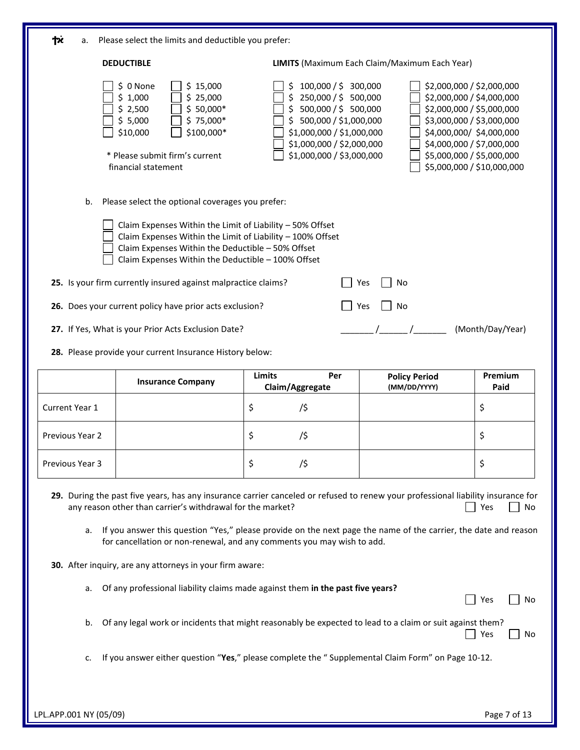a. Please select the limits and deductible you prefer:

**DEDUCTIBLE**

- [ ] $ 0 None
- [ ] $ 1,000
- [ ] $ 2,500
- [ ] $ 5,000
- [ ] $10,000
- [ ] $ 15,000
- [ ] $ 25,000
- [ ] $ 50,000*
- [ ] $ 75,000*
- [ ] $100,000*

\* Please submit firm's current financial statement

**LIMITS** (Maximum Each Claim/Maximum Each Year)

- [ ] $ 100,000 / $ 300,000
- [ ] $ 250,000 / $ 500,000
- [ ] $ 500,000 / $ 500,000
- [ ] $ 500,000 / $1,000,000
- [ ] $1,000,000 / $1,000,000
- [ ] $1,000,000 / $2,000,000
- [ ] $1,000,000 / $3,000,000
- [ ] $2,000,000 / $2,000,000
- [ ] $2,000,000 / $4,000,000
- [ ] $2,000,000 / $5,000,000
- [ ] $3,000,000 / $3,000,000
- [ ] $4,000,000/ $4,000,000
- [ ] $4,000,000 / $7,000,000
- [ ] $5,000,000 / $5,000,000
- [ ] $5,000,000 / $10,000,000

b. Please select the optional coverages you prefer:

- [ ] Claim Expenses Within the Limit of Liability – 50% Offset
- [ ] Claim Expenses Within the Limit of Liability – 100% Offset
- [ ] Claim Expenses Within the Deductible – 50% Offset
- [ ] Claim Expenses Within the Deductible – 100% Offset

**25.** Is your firm currently insured against malpractice claims? ☐ Yes ☐ No

**26.** Does your current policy have prior acts exclusion? ☐ Yes ☐ No

**27.** If Yes, What is your Prior Acts Exclusion Date? _______ /______ /_______ (Month/Day/Year)

**28.** Please provide your current Insurance History below:

| | Insurance Company | Limits Per Claim/Aggregate | Policy Period (MM/DD/YYYY) | Premium Paid |
|---|---|---|---|---|
| Current Year 1 | | $ /$ | | $ |
| Previous Year 2 | | $ /$ | | $ |
| Previous Year 3 | | $ /$ | | $ |

**29.** During the past five years, has any insurance carrier canceled or refused to renew your professional liability insurance for any reason other than carrier's withdrawal for the market? ☐ Yes ☐ No

a. If you answer this question "Yes," please provide on the next page the name of the carrier, the date and reason for cancellation or non-renewal, and any comments you may wish to add.

**30.** After inquiry, are any attorneys in your firm aware:

a. Of any professional liability claims made against them **in the past five years?** ☐ Yes ☐ No

b. Of any legal work or incidents that might reasonably be expected to lead to a claim or suit against them? ☐ Yes ☐ No

c. If you answer either question "**Yes**," please complete the " Supplemental Claim Form" on Page 10-12.

LPL.APP.001 NY (05/09)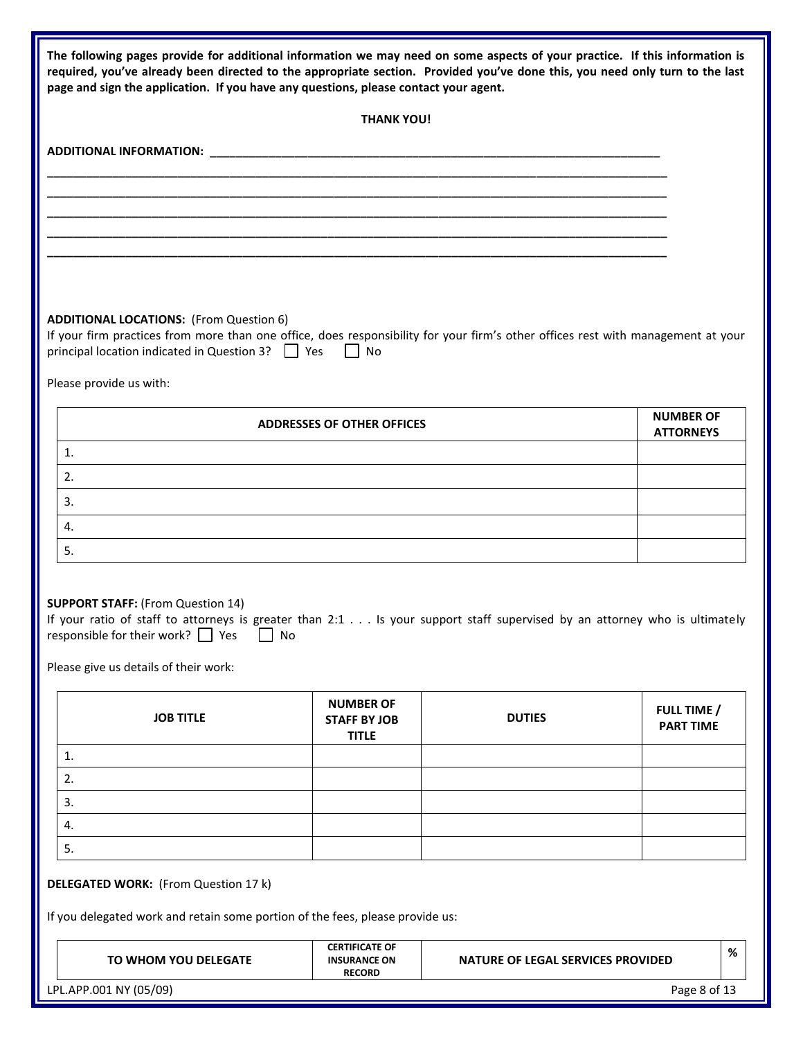**The following pages provide for additional information we may need on some aspects of your practice. If this information is required, you've already been directed to the appropriate section. Provided you've done this, you need only turn to the last page and sign the application. If you have any questions, please contact your agent.**

**THANK YOU!**

**ADDITIONAL INFORMATION:** ___________________________________________________________________

___________________________________________________________________________________

___________________________________________________________________________________

___________________________________________________________________________________

___________________________________________________________________________________

___________________________________________________________________________________

**ADDITIONAL LOCATIONS:** (From Question 6)

If your firm practices from more than one office, does responsibility for your firm's other offices rest with management at your principal location indicated in Question 3? ☐ Yes ☐ No

Please provide us with:

| ADDRESSES OF OTHER OFFICES | NUMBER OF ATTORNEYS |
|---|---|
| 1. | |
| 2. | |
| 3. | |
| 4. | |
| 5. | |

**SUPPORT STAFF:** (From Question 14)

If your ratio of staff to attorneys is greater than 2:1 . . . Is your support staff supervised by an attorney who is ultimately responsible for their work? ☐ Yes ☐ No

Please give us details of their work:

| JOB TITLE | NUMBER OF STAFF BY JOB TITLE | DUTIES | FULL TIME / PART TIME |
|---|---|---|---|
| 1. | | | |
| 2. | | | |
| 3. | | | |
| 4. | | | |
| 5. | | | |

**DELEGATED WORK:** (From Question 17 k)

If you delegated work and retain some portion of the fees, please provide us:

| TO WHOM YOU DELEGATE | CERTIFICATE OF INSURANCE ON RECORD | NATURE OF LEGAL SERVICES PROVIDED | % |
|---|---|---|---|

LPL.APP.001 NY (05/09)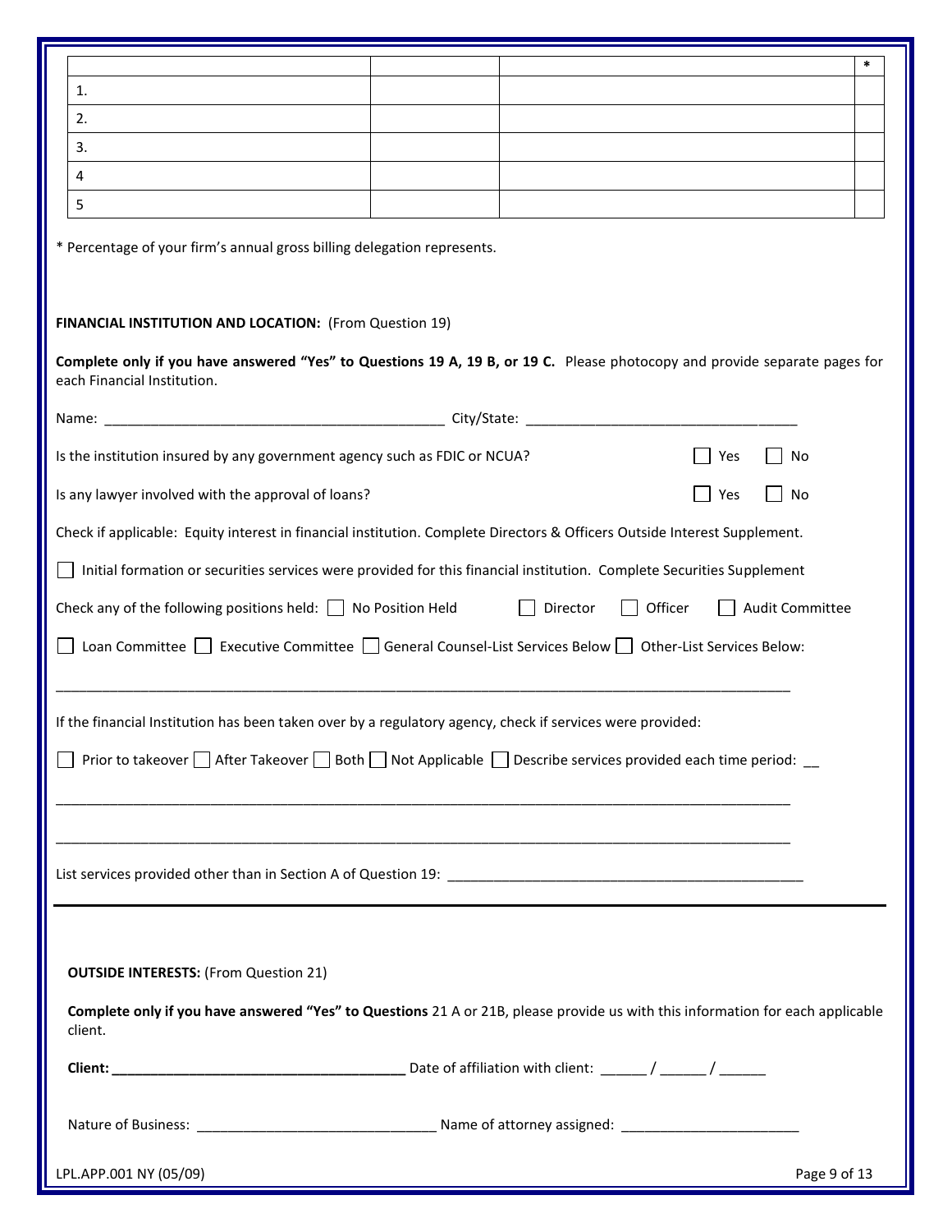| | | | * |
|---|---|---|---|
| 1. | | | |
| 2. | | | |
| 3. | | | |
| 4 | | | |
| 5 | | | |

* Percentage of your firm's annual gross billing delegation represents.

**FINANCIAL INSTITUTION AND LOCATION:** (From Question 19)

**Complete only if you have answered "Yes" to Questions 19 A, 19 B, or 19 C.** Please photocopy and provide separate pages for each Financial Institution.

Name: ____________________________________________ City/State: ___________________________________

Is the institution insured by any government agency such as FDIC or NCUA? ☐ Yes ☐ No

Is any lawyer involved with the approval of loans? ☐ Yes ☐ No

Check if applicable: Equity interest in financial institution. Complete Directors & Officers Outside Interest Supplement.

☐ Initial formation or securities services were provided for this financial institution. Complete Securities Supplement

Check any of the following positions held: ☐ No Position Held ☐ Director ☐ Officer ☐ Audit Committee

☐ Loan Committee ☐ Executive Committee ☐ General Counsel-List Services Below ☐ Other-List Services Below:

_____________________________________________________________________________________________

If the financial Institution has been taken over by a regulatory agency, check if services were provided:

☐ Prior to takeover ☐ After Takeover ☐ Both ☐ Not Applicable ☐ Describe services provided each time period: __

_____________________________________________________________________________________________

_____________________________________________________________________________________________

List services provided other than in Section A of Question 19: _______________________________________________

---

**OUTSIDE INTERESTS:** (From Question 21)

**Complete only if you have answered "Yes" to Questions** 21 A or 21B, please provide us with this information for each applicable client.

**Client: ______________________________________** Date of affiliation with client: ______ / ______ / ______

Nature of Business: ______________________________ Name of attorney assigned: _______________________

LPL.APP.001 NY (05/09)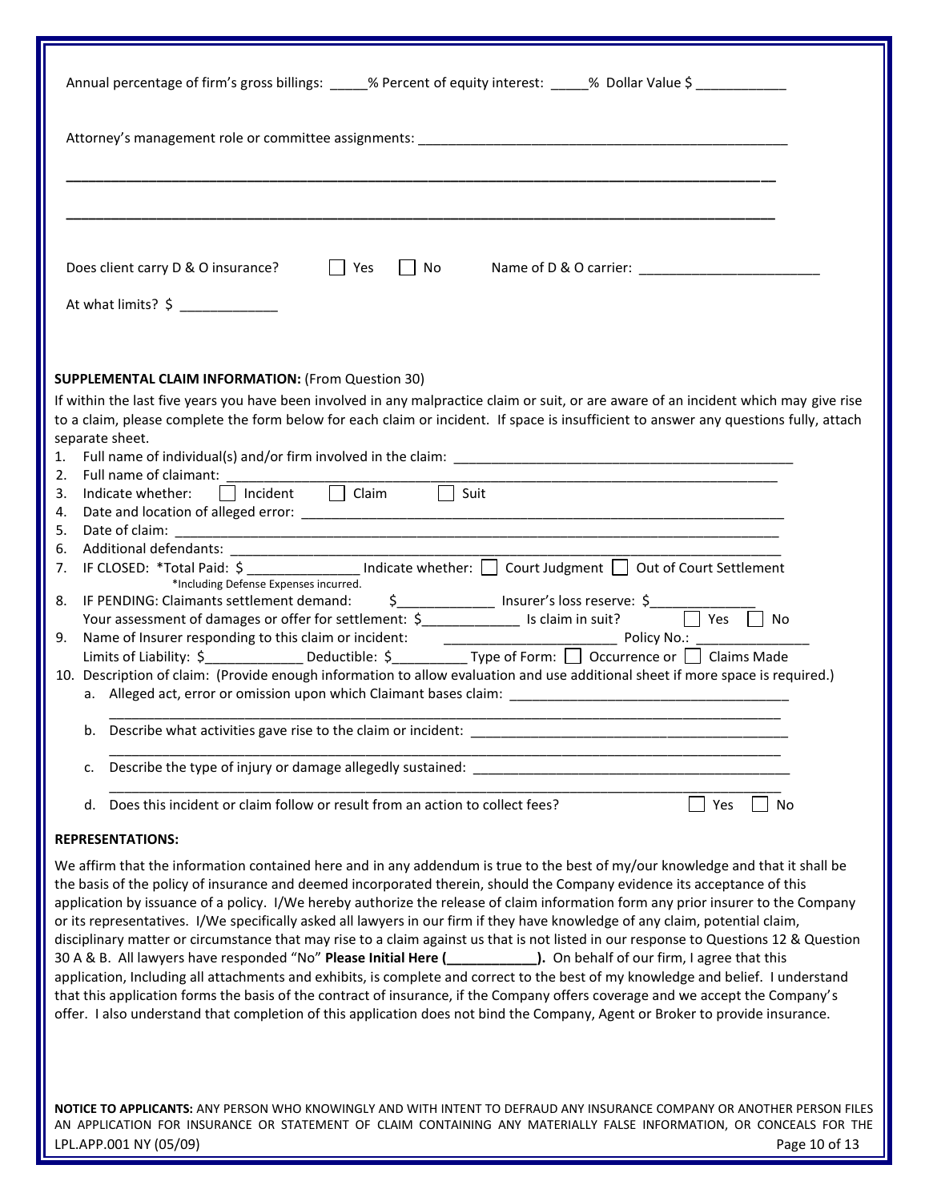Annual percentage of firm's gross billings: _____% Percent of equity interest: _____% Dollar Value $ ____________

Attorney's management role or committee assignments: ______________________________________________

___________________________________________________________________________________________

___________________________________________________________________________________________

Does client carry D & O insurance? ☐ Yes ☐ No Name of D & O carrier: ________________________

At what limits? $ _____________

**SUPPLEMENTAL CLAIM INFORMATION:** (From Question 30)

If within the last five years you have been involved in any malpractice claim or suit, or are aware of an incident which may give rise to a claim, please complete the form below for each claim or incident. If space is insufficient to answer any questions fully, attach separate sheet.

1. Full name of individual(s) and/or firm involved in the claim: _____________________________________________
2. Full name of claimant: ______________________________________________________________________________
3. Indicate whether: ☐ Incident ☐ Claim ☐ Suit
4. Date and location of alleged error: _____________________________________________________________
5. Date of claim: ____________________________________________________________________________________
6. Additional defendants: _____________________________________________________________________________
7. IF CLOSED: *Total Paid: $ _______________ Indicate whether: ☐ Court Judgment ☐ Out of Court Settlement
   *Including Defense Expenses incurred.
8. IF PENDING: Claimants settlement demand: $_____________ Insurer's loss reserve: $______________
   Your assessment of damages or offer for settlement: $_____________ Is claim in suit? ☐ Yes ☐ No
9. Name of Insurer responding to this claim or incident: _______________________ Policy No.: _______________
   Limits of Liability: $_____________ Deductible: $__________ Type of Form: ☐ Occurrence or ☐ Claims Made
10. Description of claim: (Provide enough information to allow evaluation and use additional sheet if more space is required.)
    a. Alleged act, error or omission upon which Claimant bases claim: _____________________________________
       ___________________________________________________________________________________________
    b. Describe what activities gave rise to the claim or incident: __________________________________________
       ___________________________________________________________________________________________
    c. Describe the type of injury or damage allegedly sustained: __________________________________________
       ___________________________________________________________________________________________
    d. Does this incident or claim follow or result from an action to collect fees? ☐ Yes ☐ No

**REPRESENTATIONS:**

We affirm that the information contained here and in any addendum is true to the best of my/our knowledge and that it shall be the basis of the policy of insurance and deemed incorporated therein, should the Company evidence its acceptance of this application by issuance of a policy. I/We hereby authorize the release of claim information form any prior insurer to the Company or its representatives. I/We specifically asked all lawyers in our firm if they have knowledge of any claim, potential claim, disciplinary matter or circumstance that may rise to a claim against us that is not listed in our response to Questions 12 & Question 30 A & B. All lawyers have responded "No" **Please Initial Here (____________).** On behalf of our firm, I agree that this application, Including all attachments and exhibits, is complete and correct to the best of my knowledge and belief. I understand that this application forms the basis of the contract of insurance, if the Company offers coverage and we accept the Company's offer. I also understand that completion of this application does not bind the Company, Agent or Broker to provide insurance.

**NOTICE TO APPLICANTS:** ANY PERSON WHO KNOWINGLY AND WITH INTENT TO DEFRAUD ANY INSURANCE COMPANY OR ANOTHER PERSON FILES AN APPLICATION FOR INSURANCE OR STATEMENT OF CLAIM CONTAINING ANY MATERIALLY FALSE INFORMATION, OR CONCEALS FOR THE

LPL.APP.001 NY (05/09)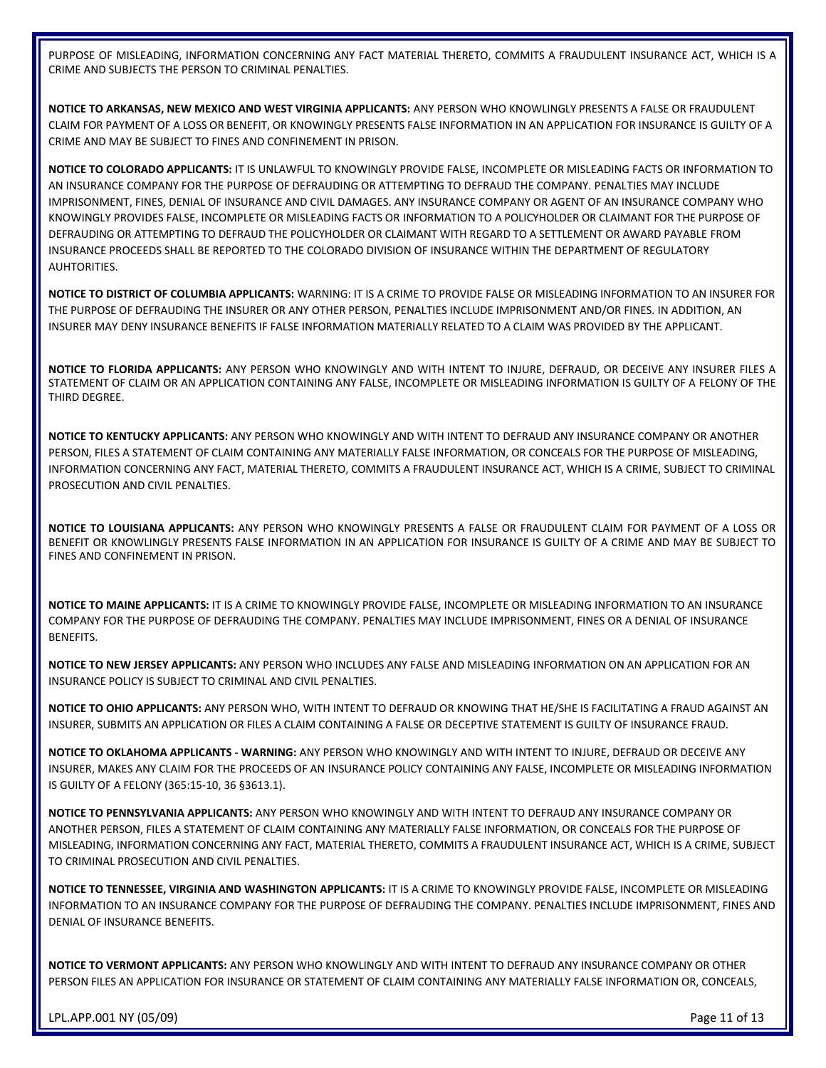PURPOSE OF MISLEADING, INFORMATION CONCERNING ANY FACT MATERIAL THERETO, COMMITS A FRAUDULENT INSURANCE ACT, WHICH IS A CRIME AND SUBJECTS THE PERSON TO CRIMINAL PENALTIES.

**NOTICE TO ARKANSAS, NEW MEXICO AND WEST VIRGINIA APPLICANTS:** ANY PERSON WHO KNOWINGLY PRESENTS A FALSE OR FRAUDULENT CLAIM FOR PAYMENT OF A LOSS OR BENEFIT, OR KNOWINGLY PRESENTS FALSE INFORMATION IN AN APPLICATION FOR INSURANCE IS GUILTY OF A CRIME AND MAY BE SUBJECT TO FINES AND CONFINEMENT IN PRISON.

**NOTICE TO COLORADO APPLICANTS:** IT IS UNLAWFUL TO KNOWINGLY PROVIDE FALSE, INCOMPLETE OR MISLEADING FACTS OR INFORMATION TO AN INSURANCE COMPANY FOR THE PURPOSE OF DEFRAUDING OR ATTEMPTING TO DEFRAUD THE COMPANY. PENALTIES MAY INCLUDE IMPRISONMENT, FINES, DENIAL OF INSURANCE AND CIVIL DAMAGES. ANY INSURANCE COMPANY OR AGENT OF AN INSURANCE COMPANY WHO KNOWINGLY PROVIDES FALSE, INCOMPLETE OR MISLEADING FACTS OR INFORMATION TO A POLICYHOLDER OR CLAIMANT FOR THE PURPOSE OF DEFRAUDING OR ATTEMPTING TO DEFRAUD THE POLICYHOLDER OR CLAIMANT WITH REGARD TO A SETTLEMENT OR AWARD PAYABLE FROM INSURANCE PROCEEDS SHALL BE REPORTED TO THE COLORADO DIVISION OF INSURANCE WITHIN THE DEPARTMENT OF REGULATORY AUHTORITIES.

**NOTICE TO DISTRICT OF COLUMBIA APPLICANTS:** WARNING: IT IS A CRIME TO PROVIDE FALSE OR MISLEADING INFORMATION TO AN INSURER FOR THE PURPOSE OF DEFRAUDING THE INSURER OR ANY OTHER PERSON, PENALTIES INCLUDE IMPRISONMENT AND/OR FINES. IN ADDITION, AN INSURER MAY DENY INSURANCE BENEFITS IF FALSE INFORMATION MATERIALLY RELATED TO A CLAIM WAS PROVIDED BY THE APPLICANT.

**NOTICE TO FLORIDA APPLICANTS:** ANY PERSON WHO KNOWINGLY AND WITH INTENT TO INJURE, DEFRAUD, OR DECEIVE ANY INSURER FILES A STATEMENT OF CLAIM OR AN APPLICATION CONTAINING ANY FALSE, INCOMPLETE OR MISLEADING INFORMATION IS GUILTY OF A FELONY OF THE THIRD DEGREE.

**NOTICE TO KENTUCKY APPLICANTS:** ANY PERSON WHO KNOWINGLY AND WITH INTENT TO DEFRAUD ANY INSURANCE COMPANY OR ANOTHER PERSON, FILES A STATEMENT OF CLAIM CONTAINING ANY MATERIALLY FALSE INFORMATION, OR CONCEALS FOR THE PURPOSE OF MISLEADING, INFORMATION CONCERNING ANY FACT, MATERIAL THERETO, COMMITS A FRAUDULENT INSURANCE ACT, WHICH IS A CRIME, SUBJECT TO CRIMINAL PROSECUTION AND CIVIL PENALTIES.

**NOTICE TO LOUISIANA APPLICANTS:** ANY PERSON WHO KNOWINGLY PRESENTS A FALSE OR FRAUDULENT CLAIM FOR PAYMENT OF A LOSS OR BENEFIT OR KNOWLINGLY PRESENTS FALSE INFORMATION IN AN APPLICATION FOR INSURANCE IS GUILTY OF A CRIME AND MAY BE SUBJECT TO FINES AND CONFINEMENT IN PRISON.

**NOTICE TO MAINE APPLICANTS:** IT IS A CRIME TO KNOWINGLY PROVIDE FALSE, INCOMPLETE OR MISLEADING INFORMATION TO AN INSURANCE COMPANY FOR THE PURPOSE OF DEFRAUDING THE COMPANY. PENALTIES MAY INCLUDE IMPRISONMENT, FINES OR A DENIAL OF INSURANCE BENEFITS.

**NOTICE TO NEW JERSEY APPLICANTS:** ANY PERSON WHO INCLUDES ANY FALSE AND MISLEADING INFORMATION ON AN APPLICATION FOR AN INSURANCE POLICY IS SUBJECT TO CRIMINAL AND CIVIL PENALTIES.

**NOTICE TO OHIO APPLICANTS:** ANY PERSON WHO, WITH INTENT TO DEFRAUD OR KNOWING THAT HE/SHE IS FACILITATING A FRAUD AGAINST AN INSURER, SUBMITS AN APPLICATION OR FILES A CLAIM CONTAINING A FALSE OR DECEPTIVE STATEMENT IS GUILTY OF INSURANCE FRAUD.

**NOTICE TO OKLAHOMA APPLICANTS - WARNING:** ANY PERSON WHO KNOWINGLY AND WITH INTENT TO INJURE, DEFRAUD OR DECEIVE ANY INSURER, MAKES ANY CLAIM FOR THE PROCEEDS OF AN INSURANCE POLICY CONTAINING ANY FALSE, INCOMPLETE OR MISLEADING INFORMATION IS GUILTY OF A FELONY (365:15-10, 36 §3613.1).

**NOTICE TO PENNSYLVANIA APPLICANTS:** ANY PERSON WHO KNOWINGLY AND WITH INTENT TO DEFRAUD ANY INSURANCE COMPANY OR ANOTHER PERSON, FILES A STATEMENT OF CLAIM CONTAINING ANY MATERIALLY FALSE INFORMATION, OR CONCEALS FOR THE PURPOSE OF MISLEADING, INFORMATION CONCERNING ANY FACT, MATERIAL THERETO, COMMITS A FRAUDULENT INSURANCE ACT, WHICH IS A CRIME, SUBJECT TO CRIMINAL PROSECUTION AND CIVIL PENALTIES.

**NOTICE TO TENNESSEE, VIRGINIA AND WASHINGTON APPLICANTS:** IT IS A CRIME TO KNOWINGLY PROVIDE FALSE, INCOMPLETE OR MISLEADING INFORMATION TO AN INSURANCE COMPANY FOR THE PURPOSE OF DEFRAUDING THE COMPANY. PENALTIES INCLUDE IMPRISONMENT, FINES AND DENIAL OF INSURANCE BENEFITS.

**NOTICE TO VERMONT APPLICANTS:** ANY PERSON WHO KNOWLINGLY AND WITH INTENT TO DEFRAUD ANY INSURANCE COMPANY OR OTHER PERSON FILES AN APPLICATION FOR INSURANCE OR STATEMENT OF CLAIM CONTAINING ANY MATERIALLY FALSE INFORMATION OR, CONCEALS,

LPL.APP.001 NY (05/09)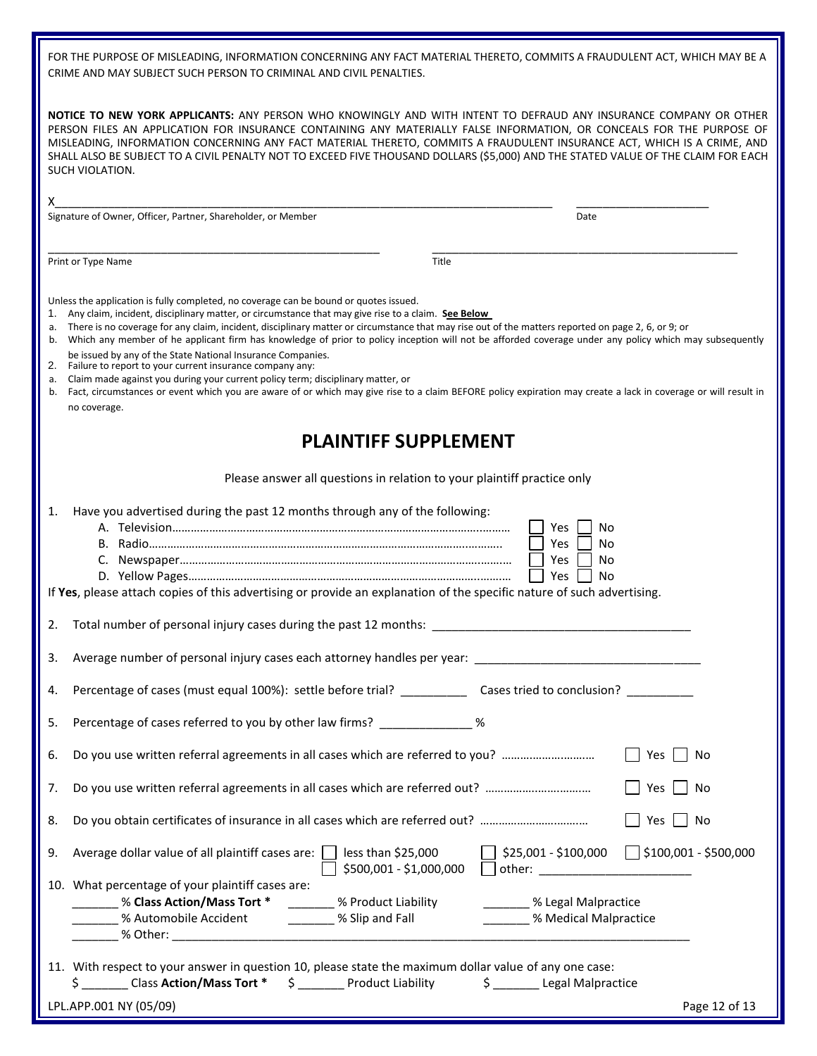FOR THE PURPOSE OF MISLEADING, INFORMATION CONCERNING ANY FACT MATERIAL THERETO, COMMITS A FRAUDULENT ACT, WHICH MAY BE A CRIME AND MAY SUBJECT SUCH PERSON TO CRIMINAL AND CIVIL PENALTIES.

**NOTICE TO NEW YORK APPLICANTS:** ANY PERSON WHO KNOWINGLY AND WITH INTENT TO DEFRAUD ANY INSURANCE COMPANY OR OTHER PERSON FILES AN APPLICATION FOR INSURANCE CONTAINING ANY MATERIALLY FALSE INFORMATION, OR CONCEALS FOR THE PURPOSE OF MISLEADING, INFORMATION CONCERNING ANY FACT MATERIAL THERETO, COMMITS A FRAUDULENT INSURANCE ACT, WHICH IS A CRIME, AND SHALL ALSO BE SUBJECT TO A CIVIL PENALTY NOT TO EXCEED FIVE THOUSAND DOLLARS ($5,000) AND THE STATED VALUE OF THE CLAIM FOR EACH SUCH VIOLATION.

X______________________________________________ ______________________
Signature of Owner, Officer, Partner, Shareholder, or Member Date

______________________________________________ ______________________
Print or Type Name Title

Unless the application is fully completed, no coverage can be bound or quotes issued.

1. Any claim, incident, disciplinary matter, or circumstance that may give rise to a claim. **See Below**
   a. There is no coverage for any claim, incident, disciplinary matter or circumstance that may rise out of the matters reported on page 2, 6, or 9; or
   b. Which any member of he applicant firm has knowledge of prior to policy inception will not be afforded coverage under any policy which may subsequently be issued by any of the State National Insurance Companies.
2. Failure to report to your current insurance company any:
   a. Claim made against you during your current policy term; disciplinary matter, or
   b. Fact, circumstances or event which you are aware of or which may give rise to a claim BEFORE policy expiration may create a lack in coverage or will result in no coverage.

## PLAINTIFF SUPPLEMENT

Please answer all questions in relation to your plaintiff practice only

1. Have you advertised during the past 12 months through any of the following:
   - A. Television…………… ☐ Yes ☐ No
   - B. Radio…………… ☐ Yes ☐ No
   - C. Newspaper…………… ☐ Yes ☐ No
   - D. Yellow Pages…………… ☐ Yes ☐ No

If **Yes**, please attach copies of this advertising or provide an explanation of the specific nature of such advertising.

2. Total number of personal injury cases during the past 12 months: ______________________

3. Average number of personal injury cases each attorney handles per year: ______________________

4. Percentage of cases (must equal 100%): settle before trial? __________ Cases tried to conclusion? __________

5. Percentage of cases referred to you by other law firms? _____________ %

6. Do you use written referral agreements in all cases which are referred to you? ………… ☐ Yes ☐ No

7. Do you use written referral agreements in all cases which are referred out? ………… ☐ Yes ☐ No

8. Do you obtain certificates of insurance in all cases which are referred out? ………… ☐ Yes ☐ No

9. Average dollar value of all plaintiff cases are: ☐ less than $25,000 ☐ $25,001 - $100,000 ☐ $100,001 - $500,000 ☐ $500,001 - $1,000,000 ☐ other: ______________________

10. What percentage of your plaintiff cases are:
    _______ % **Class Action/Mass Tort \*** _______ % Product Liability _______ % Legal Malpractice
    _______ % Automobile Accident _______ % Slip and Fall _______ % Medical Malpractice
    _______ % Other: ______________________________________________

11. With respect to your answer in question 10, please state the maximum dollar value of any one case:
    $ _______ Class **Action/Mass Tort \*** $ _______ Product Liability $ _______ Legal Malpractice

LPL.APP.001 NY (05/09)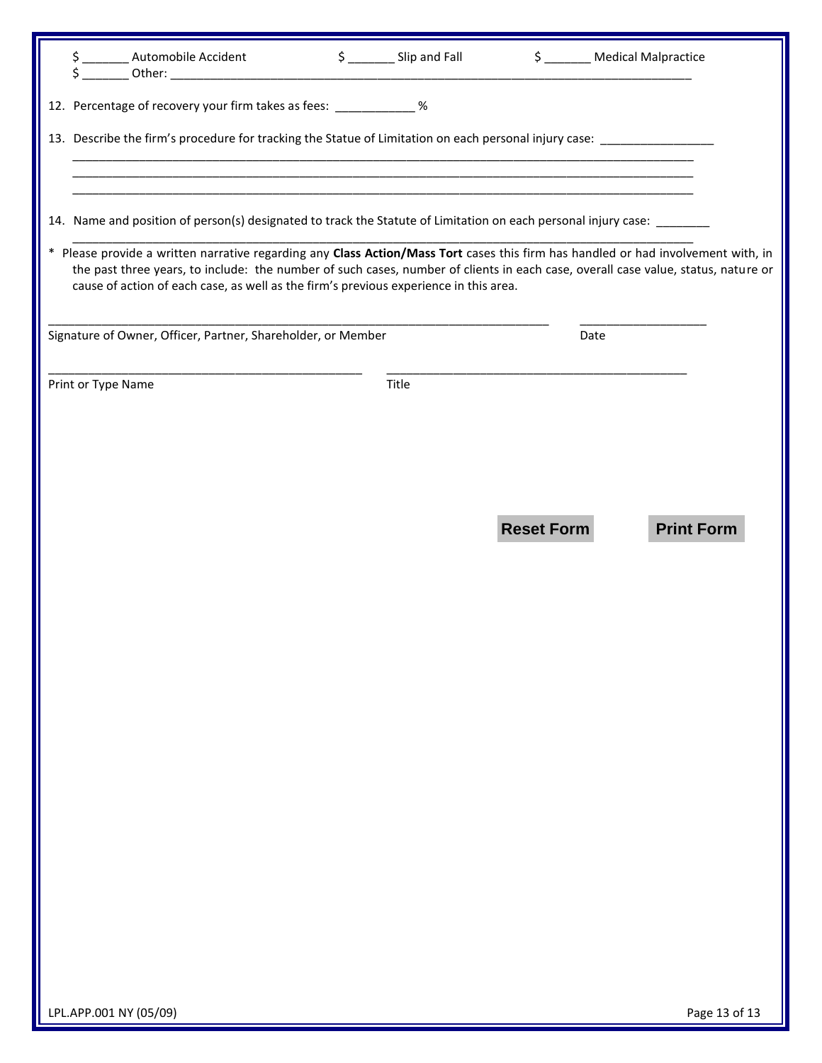$ _______ Automobile Accident $ _______ Slip and Fall $ _______ Medical Malpractice
$ _______ Other: ________________________________________________________________________________

12. Percentage of recovery your firm takes as fees: ___________ %

13. Describe the firm's procedure for tracking the Statue of Limitation on each personal injury case: ________________
______________________________________________________________________________________________
______________________________________________________________________________________________
______________________________________________________________________________________________

14. Name and position of person(s) designated to track the Statute of Limitation on each personal injury case: ________
______________________________________________________________________________________________

* Please provide a written narrative regarding any **Class Action/Mass Tort** cases this firm has handled or had involvement with, in the past three years, to include: the number of such cases, number of clients in each case, overall case value, status, nature or cause of action of each case, as well as the firm's previous experience in this area.

______________________________________________________________________ __________________
Signature of Owner, Officer, Partner, Shareholder, or Member Date

_____________________________________________ _____________________________________________
Print or Type Name Title

Reset Form Print Form

LPL.APP.001 NY (05/09)